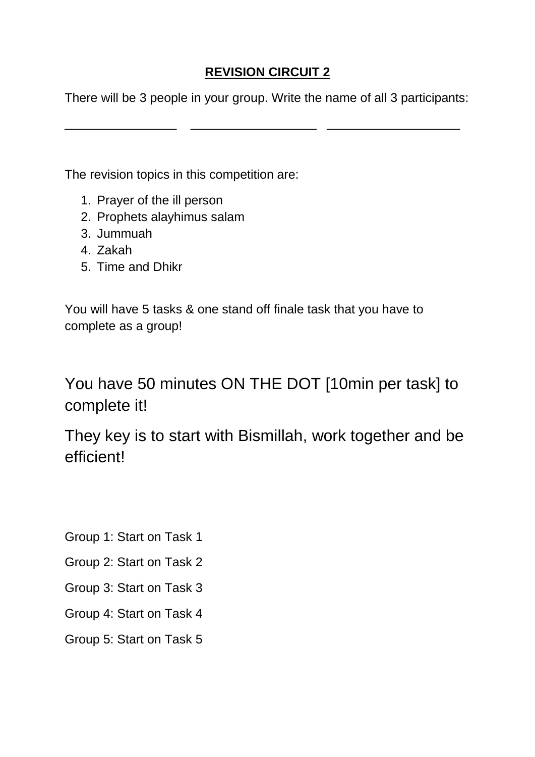# **REVISION CIRCUIT 2**

There will be 3 people in your group. Write the name of all 3 participants:

________________ __________________ ___________________

The revision topics in this competition are:

1. Prayer of the ill person
2. Prophets alayhimus salam
3. Jummuah
4. Zakah
5. Time and Dhikr

You will have 5 tasks & one stand off finale task that you have to complete as a group!

You have 50 minutes ON THE DOT [10min per task] to complete it!

They key is to start with Bismillah, work together and be efficient!

Group 1: Start on Task 1

Group 2: Start on Task 2

Group 3: Start on Task 3

Group 4: Start on Task 4

Group 5: Start on Task 5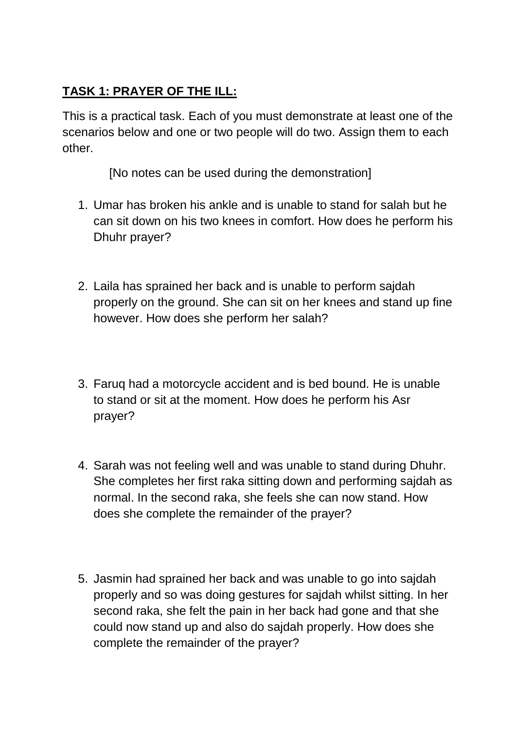## **TASK 1: PRAYER OF THE ILL:**

This is a practical task. Each of you must demonstrate at least one of the scenarios below and one or two people will do two. Assign them to each other.

[No notes can be used during the demonstration]

1. Umar has broken his ankle and is unable to stand for salah but he can sit down on his two knees in comfort. How does he perform his Dhuhr prayer?

2. Laila has sprained her back and is unable to perform sajdah properly on the ground. She can sit on her knees and stand up fine however. How does she perform her salah?

3. Faruq had a motorcycle accident and is bed bound. He is unable to stand or sit at the moment. How does he perform his Asr prayer?

4. Sarah was not feeling well and was unable to stand during Dhuhr. She completes her first raka sitting down and performing sajdah as normal. In the second raka, she feels she can now stand. How does she complete the remainder of the prayer?

5. Jasmin had sprained her back and was unable to go into sajdah properly and so was doing gestures for sajdah whilst sitting. In her second raka, she felt the pain in her back had gone and that she could now stand up and also do sajdah properly. How does she complete the remainder of the prayer?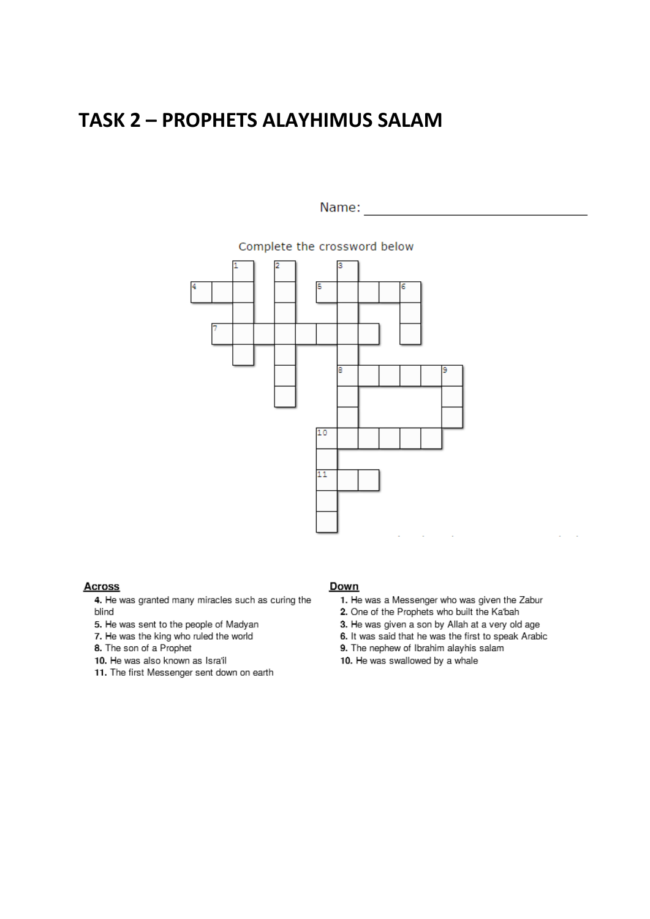# TASK 2 – PROPHETS ALAYHIMUS SALAM

Name: ______________________________

Complete the crossword below

**Across**

4. He was granted many miracles such as curing the blind
5. He was sent to the people of Madyan
7. He was the king who ruled the world
8. The son of a Prophet
10. He was also known as Isra'il
11. The first Messenger sent down on earth

**Down**

1. He was a Messenger who was given the Zabur
2. One of the Prophets who built the Ka'bah
3. He was given a son by Allah at a very old age
6. It was said that he was the first to speak Arabic
9. The nephew of Ibrahim alayhis salam
10. He was swallowed by a whale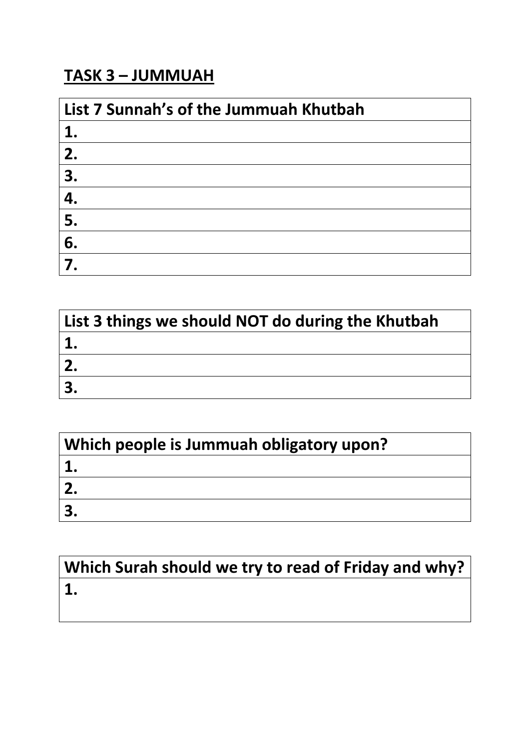**TASK 3 – JUMMUAH**

| List 7 Sunnah's of the Jummuah Khutbah |
| --- |
| 1. |
| 2. |
| 3. |
| 4. |
| 5. |
| 6. |
| 7. |

| List 3 things we should NOT do during the Khutbah |
| --- |
| 1. |
| 2. |
| 3. |

| Which people is Jummuah obligatory upon? |
| --- |
| 1. |
| 2. |
| 3. |

| Which Surah should we try to read of Friday and why? |
| --- |
| 1. |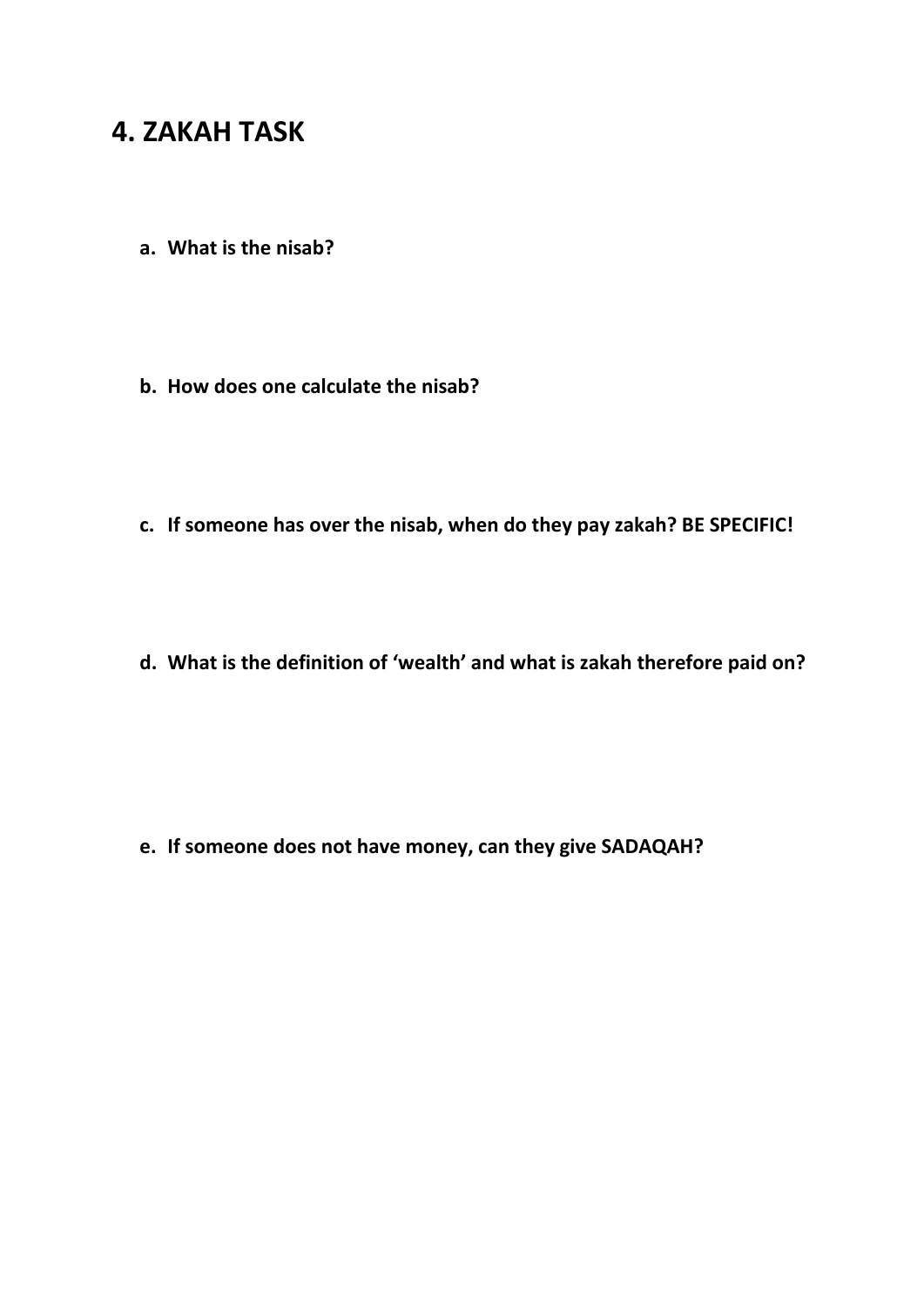## 4. ZAKAH TASK

a. **What is the nisab?**

b. **How does one calculate the nisab?**

c. **If someone has over the nisab, when do they pay zakah? BE SPECIFIC!**

d. **What is the definition of 'wealth' and what is zakah therefore paid on?**

e. **If someone does not have money, can they give SADAQAH?**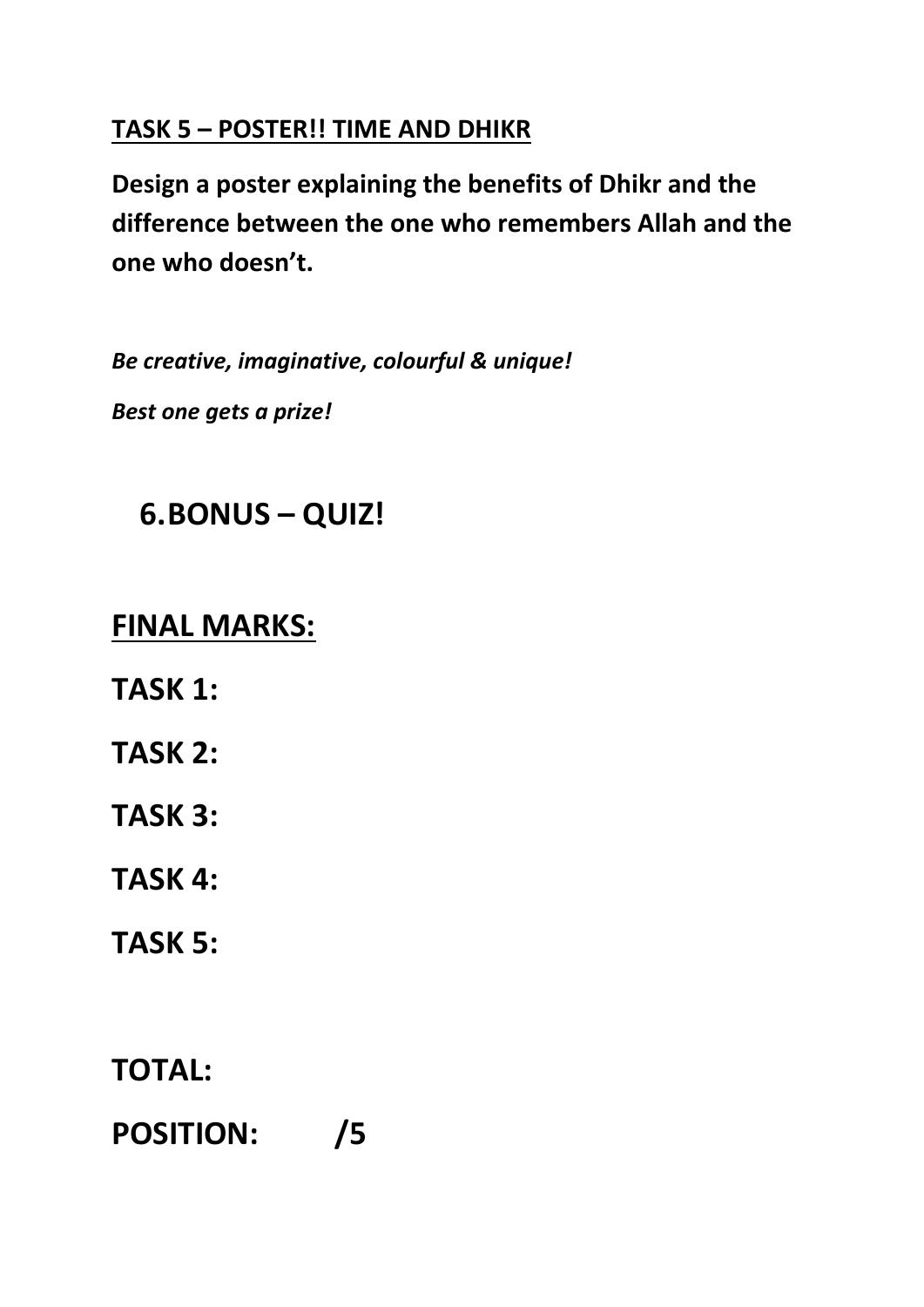**TASK 5 – POSTER!! TIME AND DHIKR**

**Design a poster explaining the benefits of Dhikr and the difference between the one who remembers Allah and the one who doesn't.**

***Be creative, imaginative, colourful & unique!***

***Best one gets a prize!***

## 6. BONUS – QUIZ!

## FINAL MARKS:

**TASK 1:**

**TASK 2:**

**TASK 3:**

**TASK 4:**

**TASK 5:**

**TOTAL:**

**POSITION: /5**